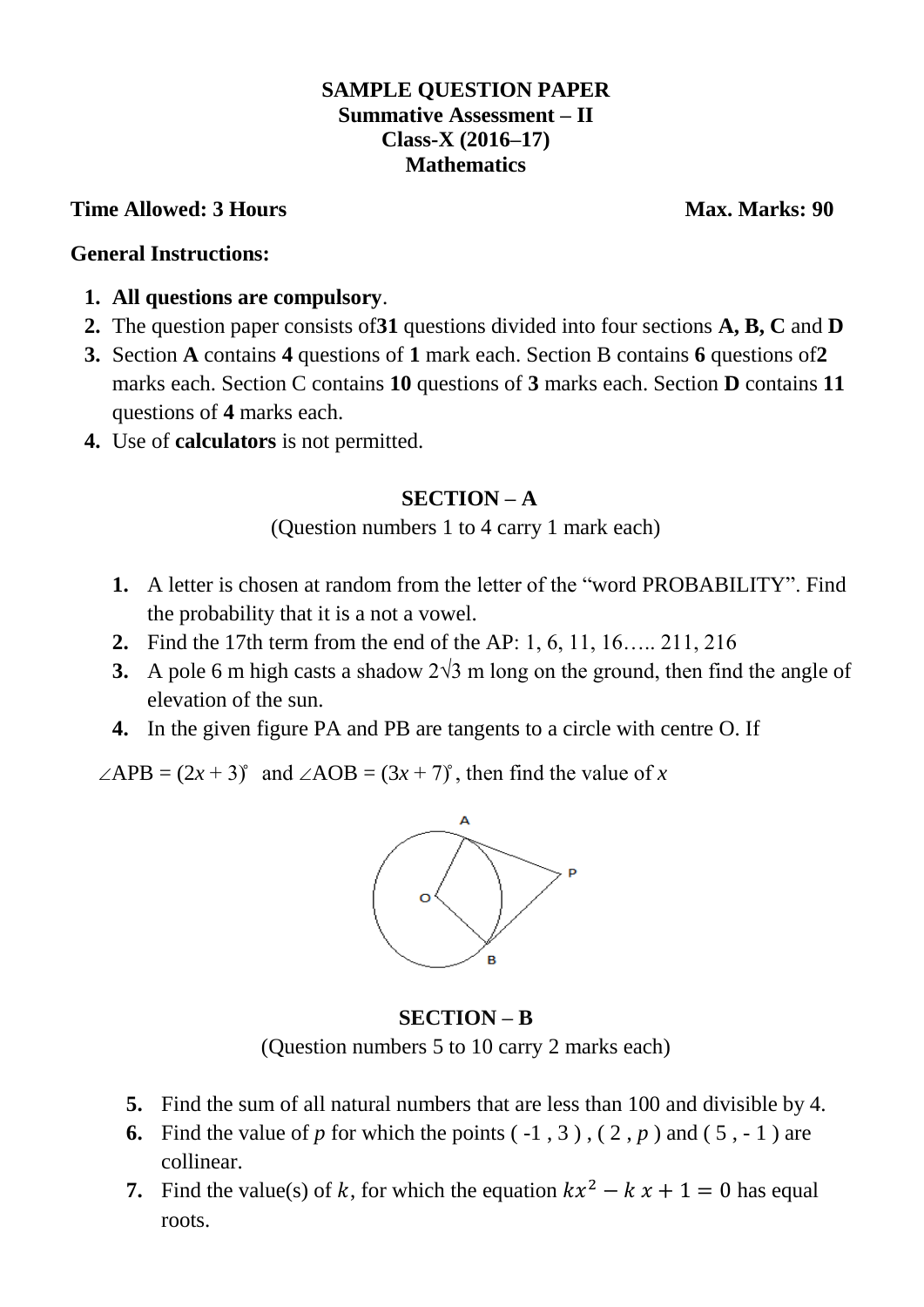**SAMPLE QUESTION PAPER**
**Summative Assessment – II**
**Class-X (2016–17)**
**Mathematics**

**Time Allowed: 3 Hours** **Max. Marks: 90**

**General Instructions:**

1. **All questions are compulsory**.
2. The question paper consists of**31** questions divided into four sections **A, B, C** and **D**
3. Section **A** contains **4** questions of **1** mark each. Section B contains **6** questions of**2** marks each. Section C contains **10** questions of **3** marks each. Section **D** contains **11** questions of **4** marks each.
4. Use of **calculators** is not permitted.

## SECTION – A

(Question numbers 1 to 4 carry 1 mark each)

1. A letter is chosen at random from the letter of the "word PROBABILITY". Find the probability that it is a not a vowel.
2. Find the 17th term from the end of the AP: 1, 6, 11, 16….. 211, 216
3. A pole 6 m high casts a shadow $2\sqrt{3}$ m long on the ground, then find the angle of elevation of the sun.
4. In the given figure PA and PB are tangents to a circle with centre O. If

$\angle APB = (2x + 3)^\circ$ and $\angle AOB = (3x + 7)^\circ$, then find the value of $x$

## SECTION – B

(Question numbers 5 to 10 carry 2 marks each)

5. Find the sum of all natural numbers that are less than 100 and divisible by 4.
6. Find the value of $p$ for which the points ( -1 , 3 ) , ( 2 , $p$ ) and ( 5 , - 1 ) are collinear.
7. Find the value(s) of $k$, for which the equation $kx^2 - k\,x + 1 = 0$ has equal roots.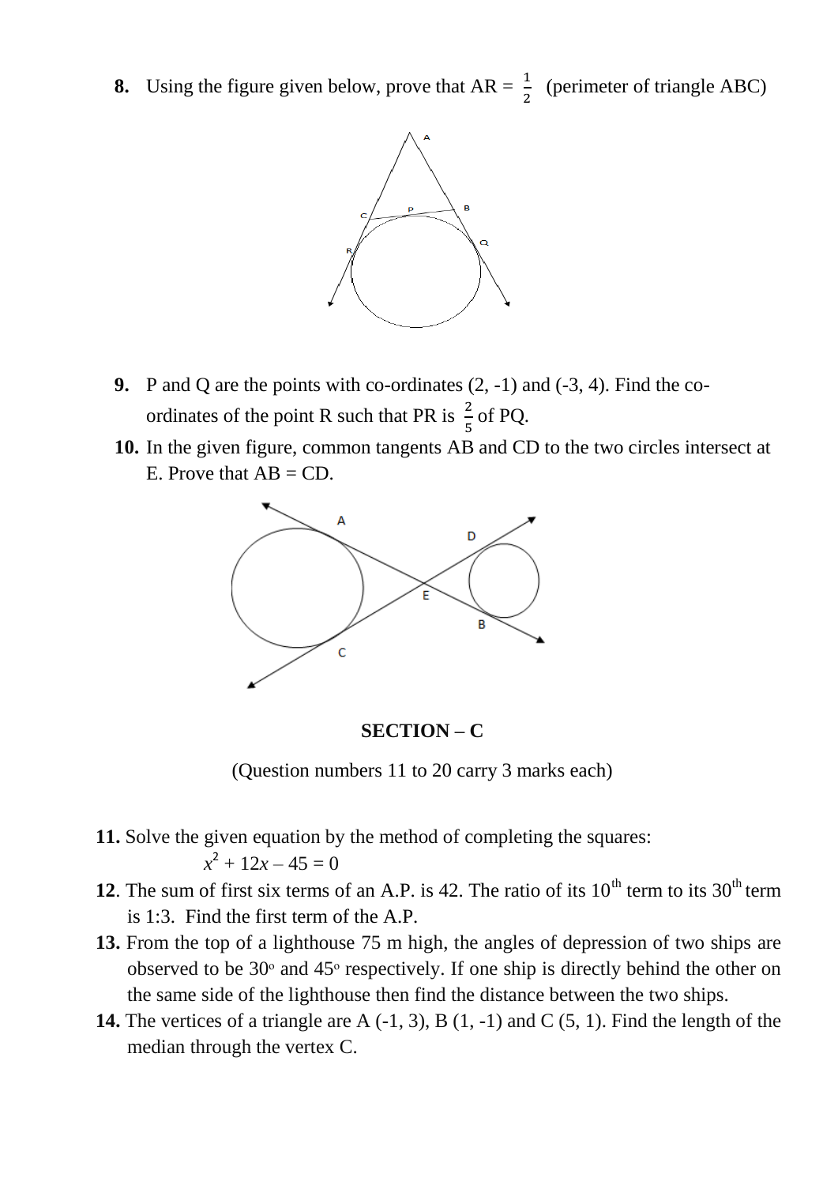**8.** Using the figure given below, prove that AR = $\frac{1}{2}$ (perimeter of triangle ABC)

**9.** P and Q are the points with co-ordinates (2, -1) and (-3, 4). Find the co-ordinates of the point R such that PR is $\frac{2}{5}$ of PQ.

**10.** In the given figure, common tangents AB and CD to the two circles intersect at E. Prove that AB = CD.

**SECTION – C**

(Question numbers 11 to 20 carry 3 marks each)

**11.** Solve the given equation by the method of completing the squares:

$$x^2 + 12x - 45 = 0$$

**12**. The sum of first six terms of an A.P. is 42. The ratio of its $10^{th}$ term to its $30^{th}$ term is 1:3. Find the first term of the A.P.

**13.** From the top of a lighthouse 75 m high, the angles of depression of two ships are observed to be $30^o$ and $45^o$ respectively. If one ship is directly behind the other on the same side of the lighthouse then find the distance between the two ships.

**14.** The vertices of a triangle are A (-1, 3), B (1, -1) and C (5, 1). Find the length of the median through the vertex C.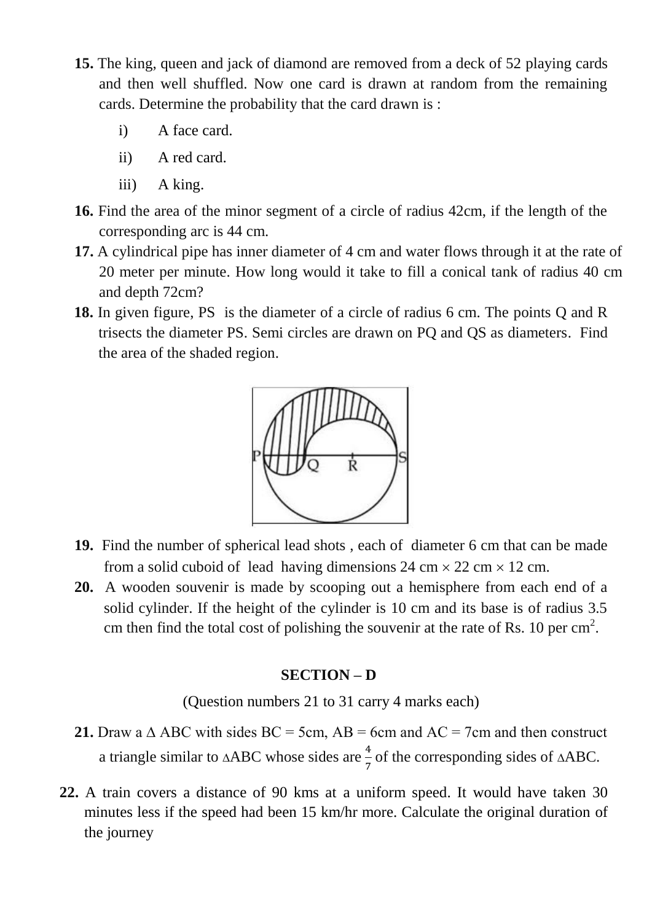**15.** The king, queen and jack of diamond are removed from a deck of 52 playing cards and then well shuffled. Now one card is drawn at random from the remaining cards. Determine the probability that the card drawn is :

i) A face card.

ii) A red card.

iii) A king.

**16.** Find the area of the minor segment of a circle of radius 42cm, if the length of the corresponding arc is 44 cm.

**17.** A cylindrical pipe has inner diameter of 4 cm and water flows through it at the rate of 20 meter per minute. How long would it take to fill a conical tank of radius 40 cm and depth 72cm?

**18.** In given figure, PS is the diameter of a circle of radius 6 cm. The points Q and R trisects the diameter PS. Semi circles are drawn on PQ and QS as diameters. Find the area of the shaded region.

**19.** Find the number of spherical lead shots , each of diameter 6 cm that can be made from a solid cuboid of lead having dimensions 24 cm $\times$ 22 cm $\times$ 12 cm.

**20.** A wooden souvenir is made by scooping out a hemisphere from each end of a solid cylinder. If the height of the cylinder is 10 cm and its base is of radius 3.5 cm then find the total cost of polishing the souvenir at the rate of Rs. 10 per $cm^2$.

## SECTION – D

(Question numbers 21 to 31 carry 4 marks each)

**21.** Draw a $\Delta$ ABC with sides BC = 5cm, AB = 6cm and AC = 7cm and then construct a triangle similar to $\Delta$ABC whose sides are $\frac{4}{7}$ of the corresponding sides of $\Delta$ABC.

**22.** A train covers a distance of 90 kms at a uniform speed. It would have taken 30 minutes less if the speed had been 15 km/hr more. Calculate the original duration of the journey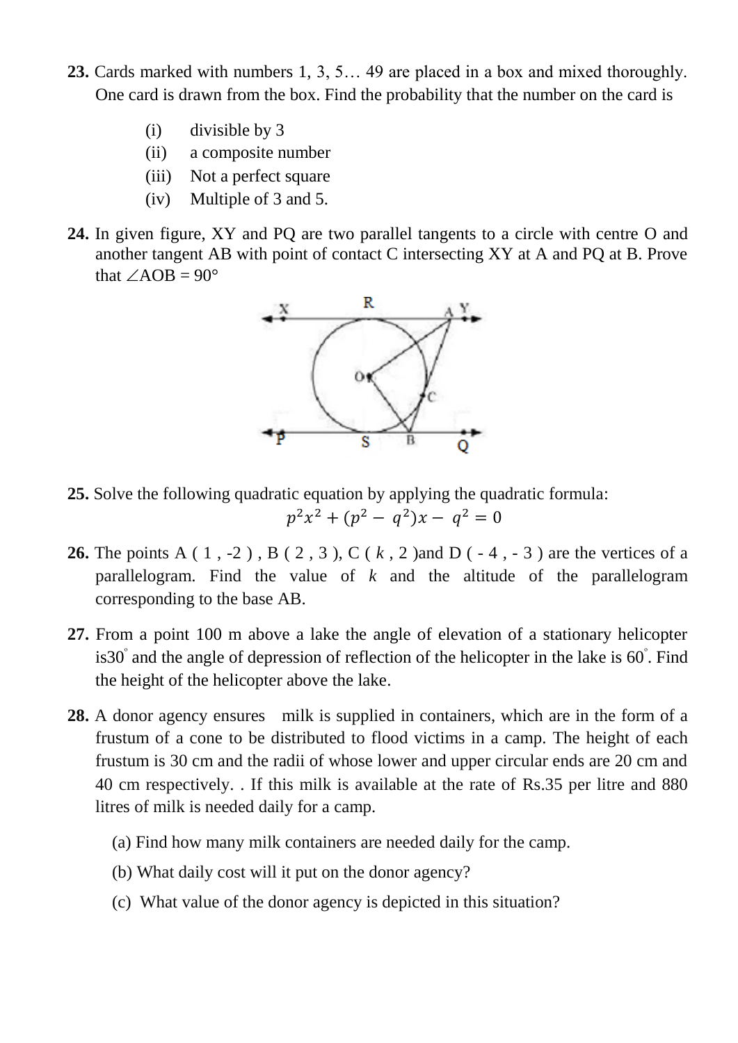**23.** Cards marked with numbers 1, 3, 5… 49 are placed in a box and mixed thoroughly. One card is drawn from the box. Find the probability that the number on the card is

(i) divisible by 3
(ii) a composite number
(iii) Not a perfect square
(iv) Multiple of 3 and 5.

**24.** In given figure, XY and PQ are two parallel tangents to a circle with centre O and another tangent AB with point of contact C intersecting XY at A and PQ at B. Prove that $\angle AOB = 90°$

**25.** Solve the following quadratic equation by applying the quadratic formula:

$$p^2x^2 + (p^2 - q^2)x - q^2 = 0$$

**26.** The points A ( 1 , -2 ) , B ( 2 , 3 ), C ( $k$ , 2 )and D ( - 4 , - 3 ) are the vertices of a parallelogram. Find the value of $k$ and the altitude of the parallelogram corresponding to the base AB.

**27.** From a point 100 m above a lake the angle of elevation of a stationary helicopter is$30^{\circ}$ and the angle of depression of reflection of the helicopter in the lake is $60^{\circ}$. Find the height of the helicopter above the lake.

**28.** A donor agency ensures milk is supplied in containers, which are in the form of a frustum of a cone to be distributed to flood victims in a camp. The height of each frustum is 30 cm and the radii of whose lower and upper circular ends are 20 cm and 40 cm respectively. . If this milk is available at the rate of Rs.35 per litre and 880 litres of milk is needed daily for a camp.

(a) Find how many milk containers are needed daily for the camp.

(b) What daily cost will it put on the donor agency?

(c) What value of the donor agency is depicted in this situation?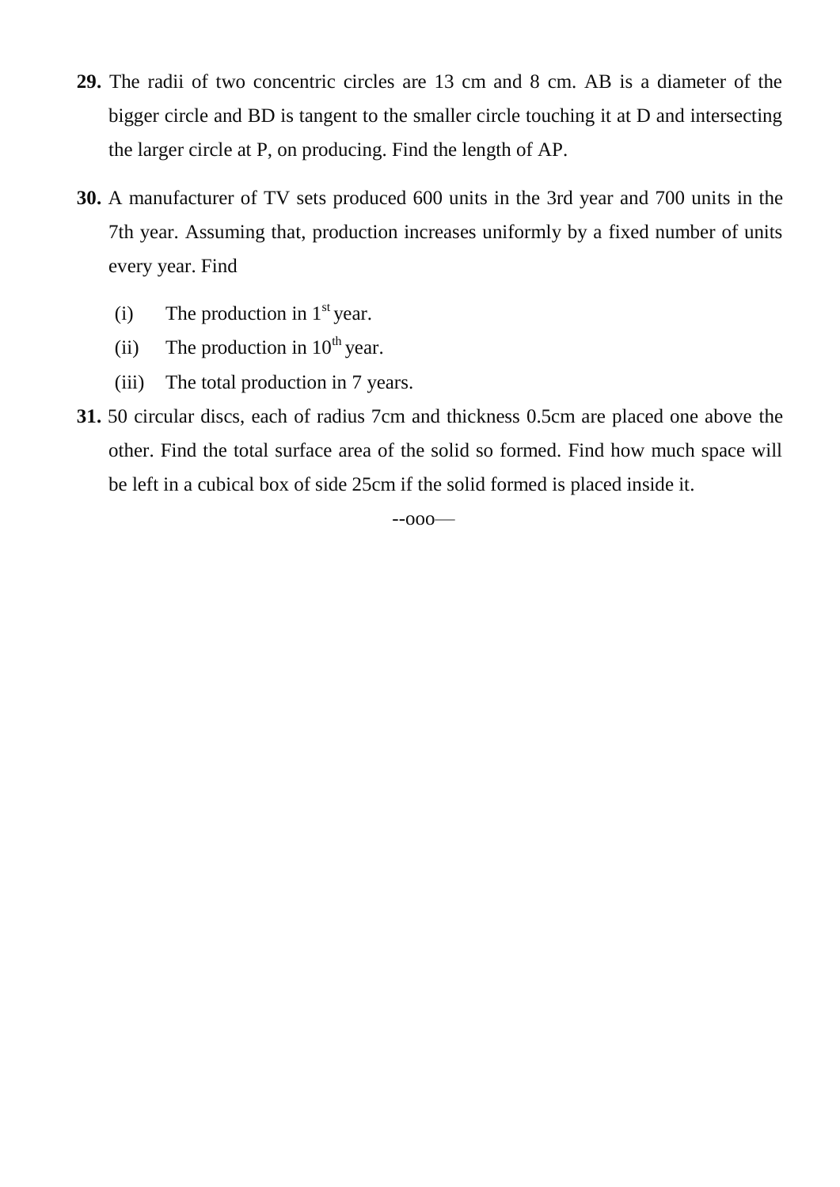**29.** The radii of two concentric circles are 13 cm and 8 cm. AB is a diameter of the bigger circle and BD is tangent to the smaller circle touching it at D and intersecting the larger circle at P, on producing. Find the length of AP.

**30.** A manufacturer of TV sets produced 600 units in the 3rd year and 700 units in the 7th year. Assuming that, production increases uniformly by a fixed number of units every year. Find

(i) The production in $1^{st}$ year.

(ii) The production in $10^{th}$ year.

(iii) The total production in 7 years.

**31.** 50 circular discs, each of radius 7cm and thickness 0.5cm are placed one above the other. Find the total surface area of the solid so formed. Find how much space will be left in a cubical box of side 25cm if the solid formed is placed inside it.

--ooo—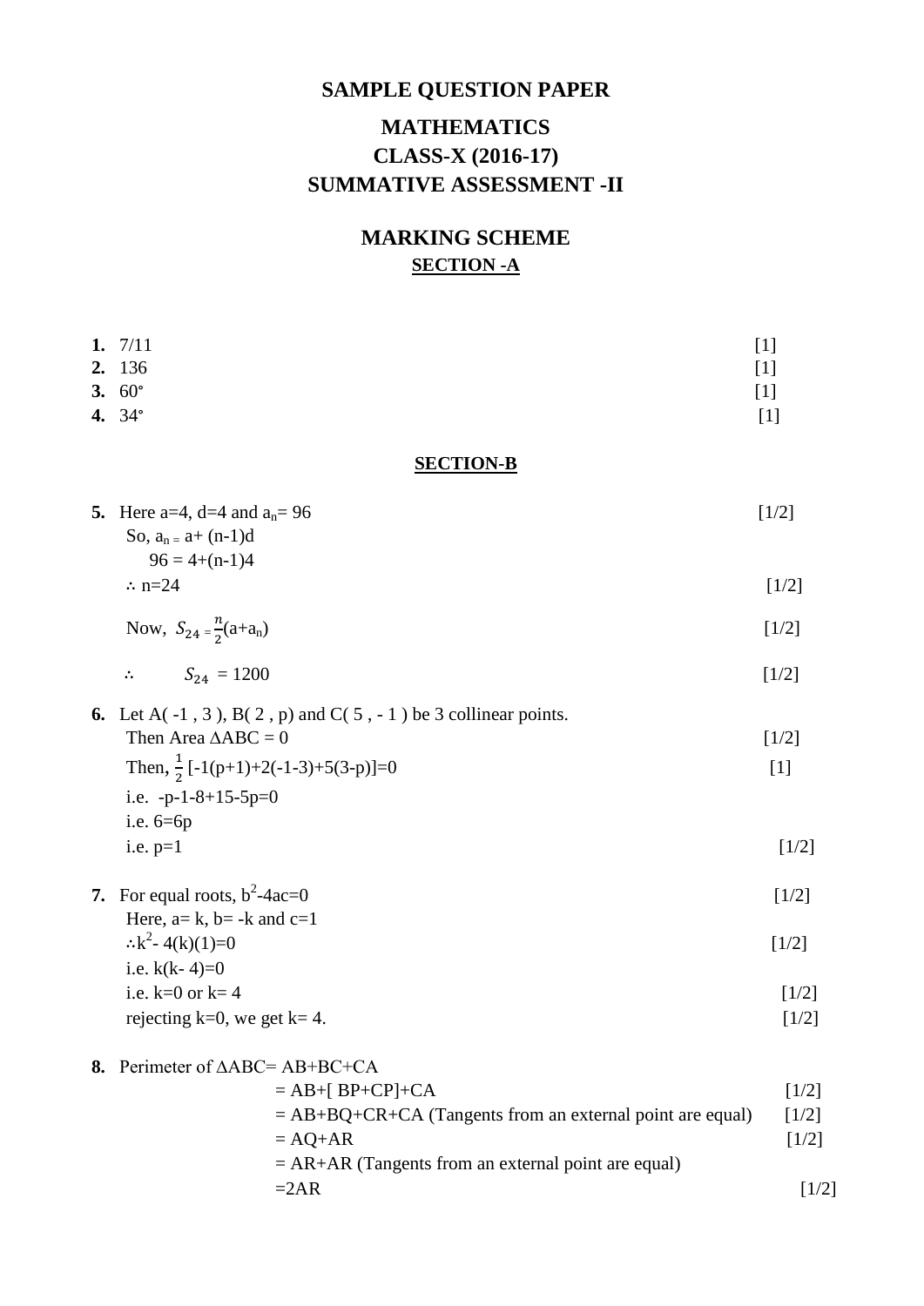# SAMPLE QUESTION PAPER

# MATHEMATICS

# CLASS-X (2016-17)

# SUMMATIVE ASSESSMENT -II

## MARKING SCHEME

### SECTION -A

**1.** 7/11 [1]

**2.** 136 [1]

**3.** 60° [1]

**4.** 34° [1]

### SECTION-B

**5.** Here a=4, d=4 and $a_n$= 96 [1/2]

So, $a_n = a + (n-1)d$

$96 = 4+(n-1)4$

$\therefore$ n=24 [1/2]

Now, $S_{24} = \frac{n}{2}(a+a_n)$ [1/2]

$\therefore \quad S_{24} = 1200$ [1/2]

**6.** Let A( -1 , 3 ), B( 2 , p) and C( 5 , - 1 ) be 3 collinear points.

Then Area $\Delta$ABC = 0 [1/2]

Then, $\frac{1}{2}$ [-1(p+1)+2(-1-3)+5(3-p)]=0 [1]

i.e. -p-1-8+15-5p=0

i.e. 6=6p

i.e. p=1 [1/2]

**7.** For equal roots, $b^2$-4ac=0 [1/2]

Here, a= k, b= -k and c=1

$\therefore k^2 - 4(k)(1)=0$ [1/2]

i.e. k(k- 4)=0

i.e. k=0 or k= 4 [1/2]

rejecting k=0, we get k= 4. [1/2]

**8.** Perimeter of $\Delta$ABC= AB+BC+CA

= AB+[ BP+CP]+CA [1/2]

= AB+BQ+CR+CA (Tangents from an external point are equal) [1/2]

= AQ+AR [1/2]

= AR+AR (Tangents from an external point are equal)

=2AR [1/2]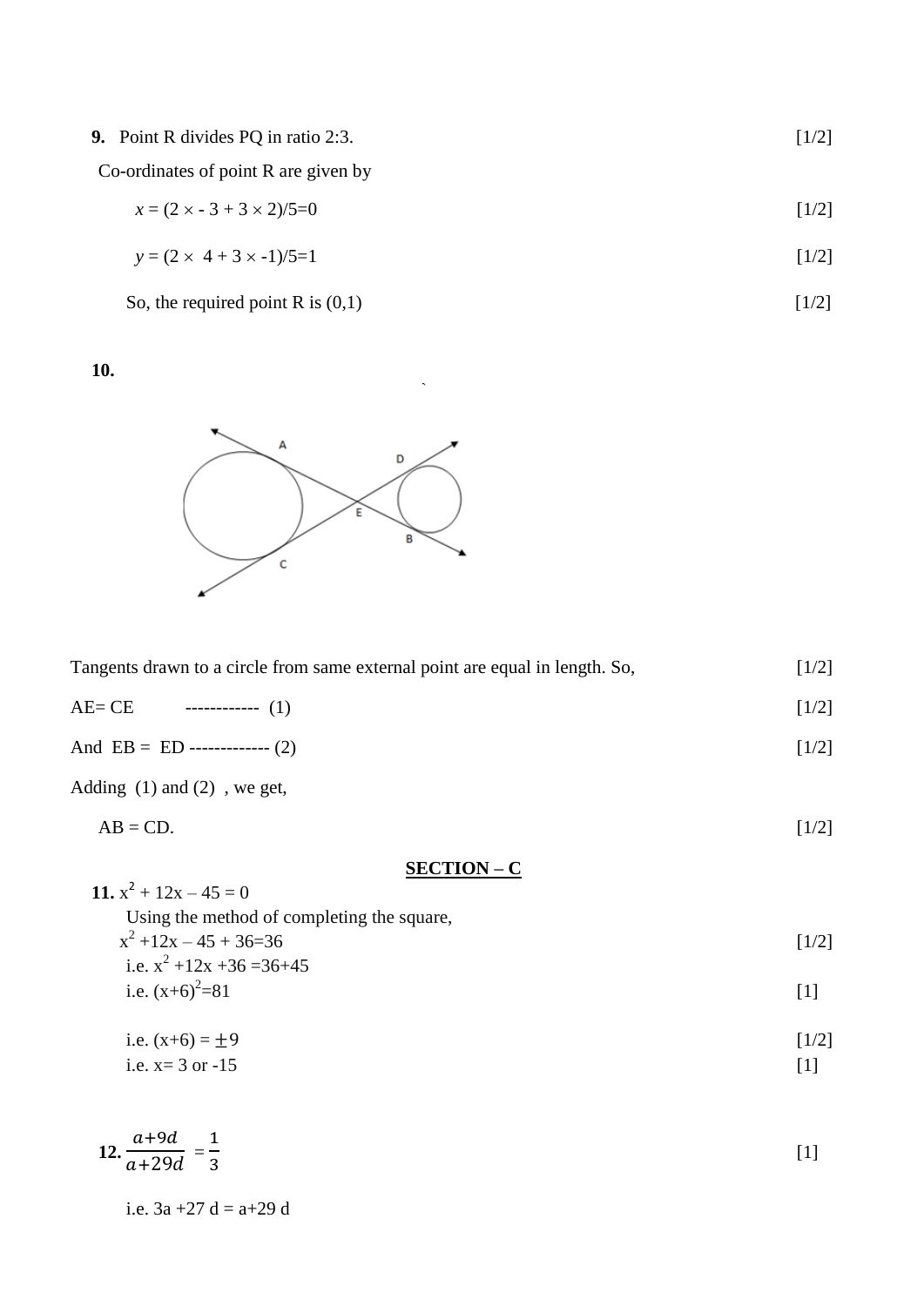**9.** Point R divides PQ in ratio 2:3. [1/2]

Co-ordinates of point R are given by

$x = (2 \times -3 + 3 \times 2)/5 = 0$ [1/2]

$y = (2 \times 4 + 3 \times -1)/5 = 1$ [1/2]

So, the required point R is (0,1) [1/2]

**10.**

Tangents drawn to a circle from same external point are equal in length. So, [1/2]

AE= CE ------------ (1) [1/2]

And EB = ED ------------- (2) [1/2]

Adding (1) and (2) , we get,

AB = CD. [1/2]

## SECTION – C

**11.** $x^2 + 12x - 45 = 0$

Using the method of completing the square,

$x^2 + 12x - 45 + 36 = 36$ [1/2]

i.e. $x^2 + 12x + 36 = 36 + 45$

i.e. $(x+6)^2 = 81$ [1]

i.e. $(x+6) = \pm 9$ [1/2]

i.e. x= 3 or -15 [1]

**12.** $\frac{a+9d}{a+29d} = \frac{1}{3}$ [1]

i.e. 3a +27 d = a+29 d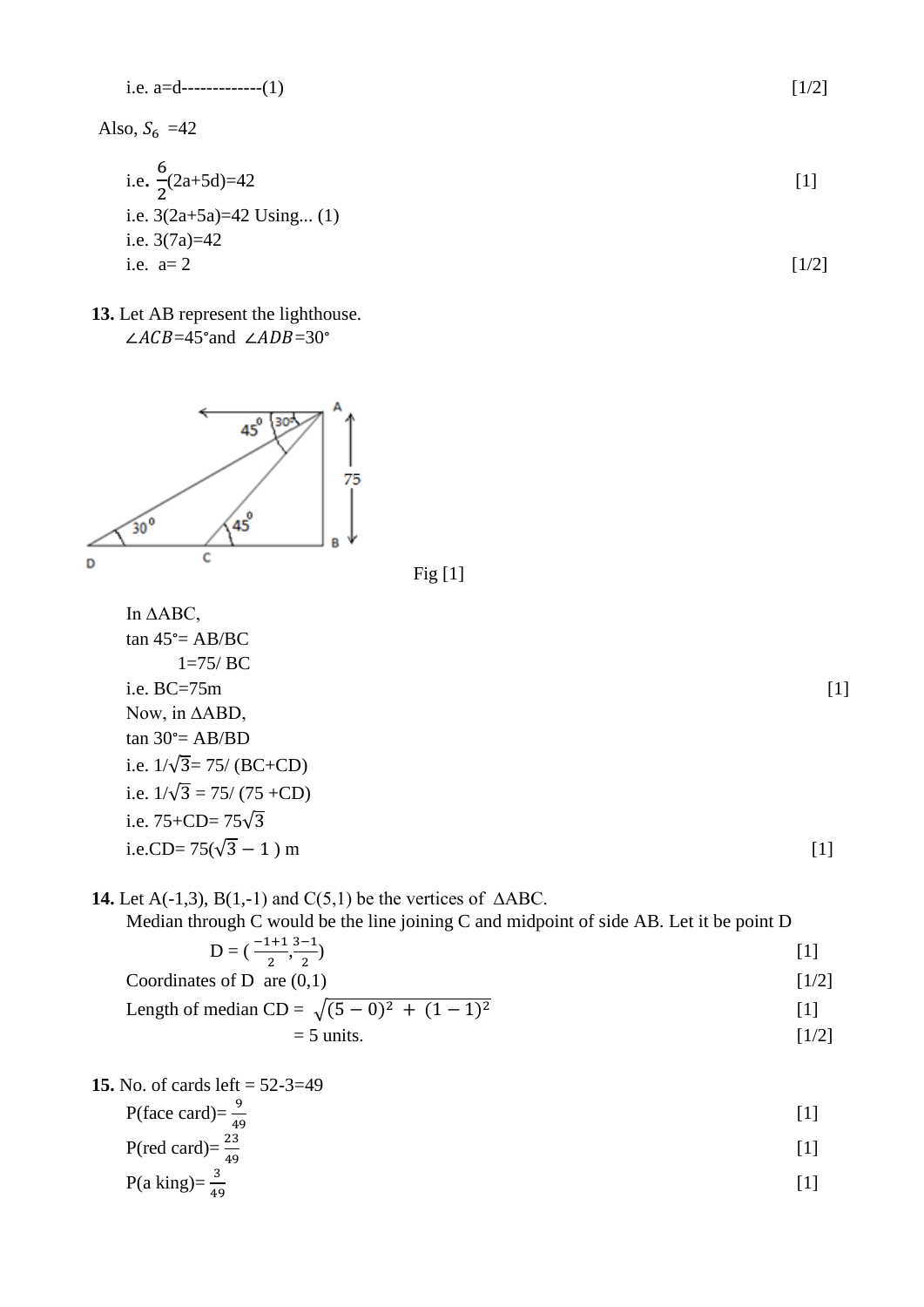i.e. a=d-------------(1) [1/2]

Also, $S_6$ =42

i.e. $\frac{6}{2}$(2a+5d)=42 [1]

i.e. 3(2a+5a)=42 Using... (1)

i.e. 3(7a)=42

i.e. a= 2 [1/2]

**13.** Let AB represent the lighthouse.

$\angle ACB$=45°and $\angle ADB$=30°

Fig [1]

In ΔABC,

tan 45°= AB/BC

1=75/ BC

i.e. BC=75m [1]

Now, in ΔABD,

tan 30°= AB/BD

i.e. 1/$\sqrt{3}$= 75/ (BC+CD)

i.e. 1/$\sqrt{3}$ = 75/ (75 +CD)

i.e. 75+CD= 75$\sqrt{3}$

i.e.CD= 75($\sqrt{3} - 1$ ) m [1]

**14.** Let A(-1,3), B(1,-1) and C(5,1) be the vertices of ΔABC.

Median through C would be the line joining C and midpoint of side AB. Let it be point D

D = ( $\frac{-1+1}{2}$,$\frac{3-1}{2}$) [1]

Coordinates of D are (0,1) [1/2]

Length of median CD = $\sqrt{(5-0)^2 + (1-1)^2}$ [1]

= 5 units. [1/2]

**15.** No. of cards left = 52-3=49

P(face card)= $\frac{9}{49}$ [1]

P(red card)= $\frac{23}{49}$ [1]

P(a king)= $\frac{3}{49}$ [1]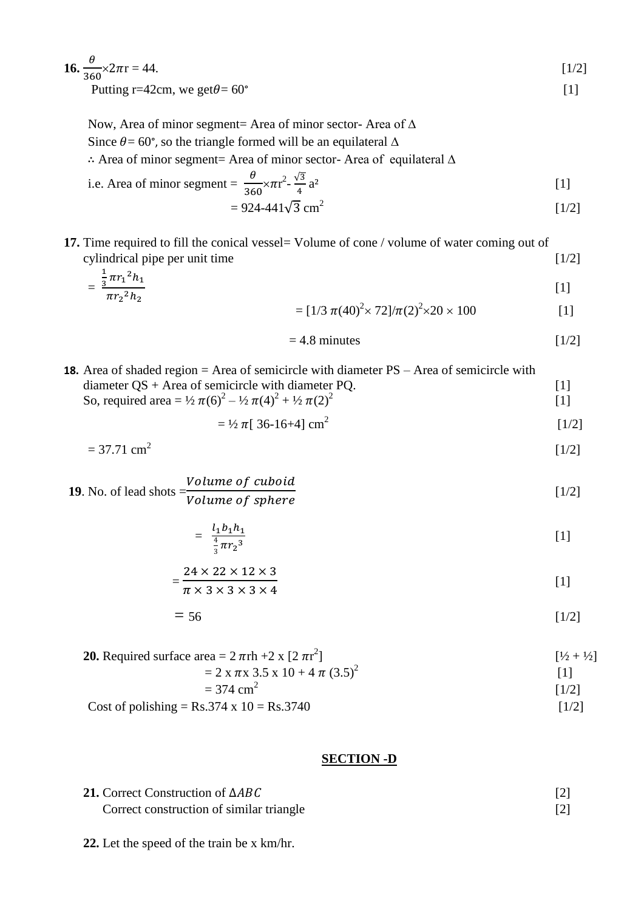**16.** $\frac{\theta}{360}\times 2\pi r = 44$. [1/2]

Putting r=42cm, we get $\theta = 60°$ [1]

Now, Area of minor segment= Area of minor sector- Area of $\Delta$

Since $\theta = 60°$, so the triangle formed will be an equilateral $\Delta$

$\therefore$ Area of minor segment= Area of minor sector- Area of equilateral $\Delta$

i.e. Area of minor segment = $\frac{\theta}{360}\times\pi r^2 - \frac{\sqrt{3}}{4}a^2$ [1]

$= 924 - 441\sqrt{3}$ cm$^2$ [1/2]

**17.** Time required to fill the conical vessel= Volume of cone / volume of water coming out of cylindrical pipe per unit time [1/2]

$= \frac{\frac{1}{3}\pi r_1{}^2 h_1}{\pi r_2{}^2 h_2}$ [1]

$= [1/3\ \pi(40)^2\times 72]/\pi(2)^2\times 20\times 100$ [1]

$= 4.8$ minutes [1/2]

**18.** Area of shaded region = Area of semicircle with diameter PS – Area of semicircle with diameter QS + Area of semicircle with diameter PQ. [1]

So, required area = $\frac{1}{2}\pi(6)^2 - \frac{1}{2}\pi(4)^2 + \frac{1}{2}\pi(2)^2$ [1]

$= \frac{1}{2}\pi[36-16+4]$ cm$^2$ [1/2]

$= 37.71$ cm$^2$ [1/2]

**19**. No. of lead shots $= \frac{Volume\ of\ cuboid}{Volume\ of\ sphere}$ [1/2]

$= \frac{l_1 b_1 h_1}{\frac{4}{3}\pi r_2{}^3}$ [1]

$= \frac{24\times 22\times 12\times 3}{\pi\times 3\times 3\times 3\times 4}$ [1]

$= 56$ [1/2]

**20.** Required surface area $= 2\pi rh + 2\times[2\pi r^2]$ [½ + ½]

$= 2\times\pi\times 3.5\times 10 + 4\pi(3.5)^2$ [1]

$= 374$ cm$^2$ [1/2]

Cost of polishing = Rs.374 x 10 = Rs.3740 [1/2]

## SECTION -D

**21.** Correct Construction of $\Delta ABC$ [2]

Correct construction of similar triangle [2]

**22.** Let the speed of the train be x km/hr.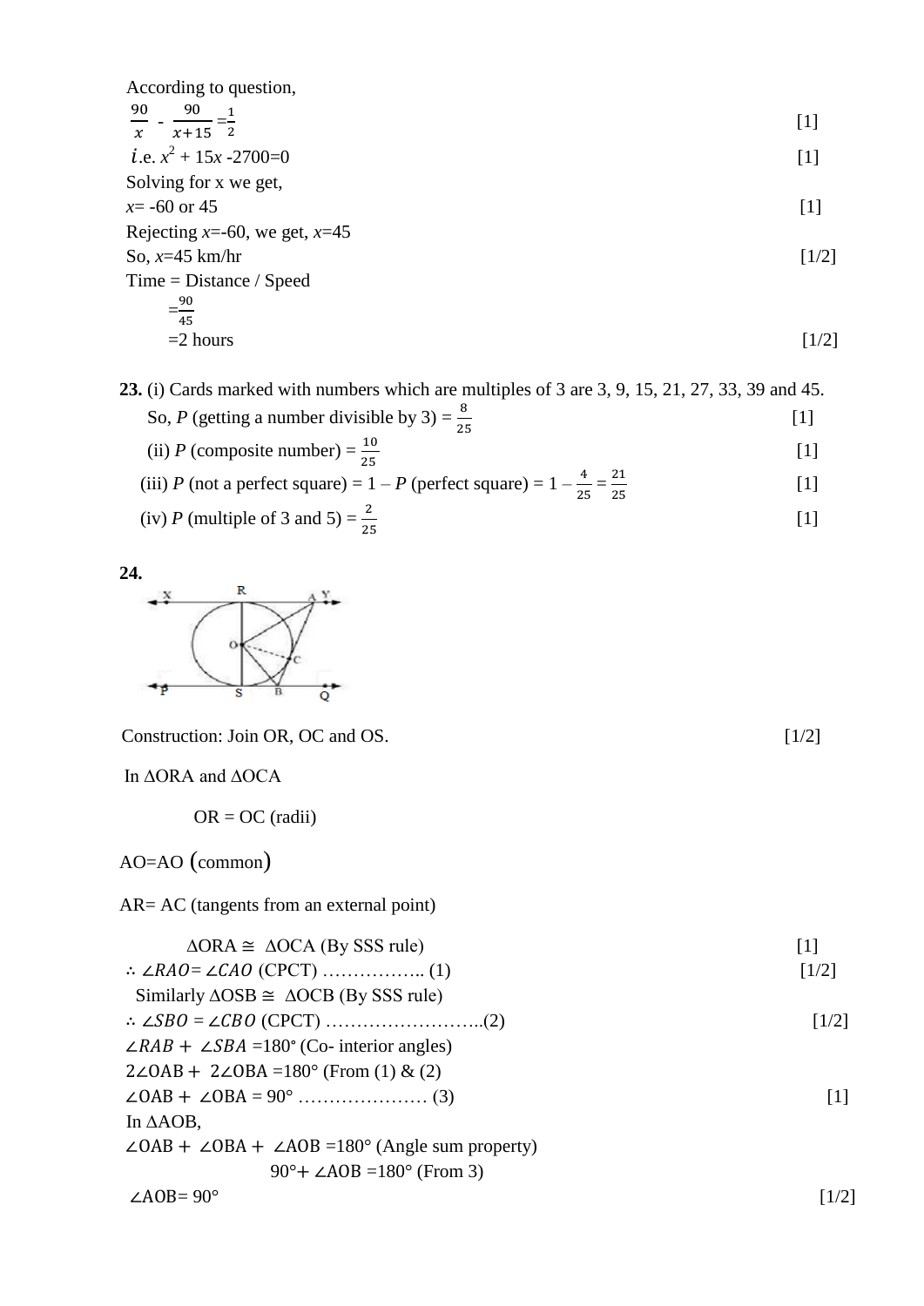According to question,

$\frac{90}{x} - \frac{90}{x+15} = \frac{1}{2}$ [1]

*i*.e. $x^2 + 15x - 2700 = 0$ [1]

Solving for x we get,

$x = -60$ or $45$ [1]

Rejecting $x=-60$, we get, $x=45$

So, $x=45$ km/hr [1/2]

Time = Distance / Speed

$= \frac{90}{45}$

$= 2$ hours [1/2]

**23.** (i) Cards marked with numbers which are multiples of 3 are 3, 9, 15, 21, 27, 33, 39 and 45.

So, *P* (getting a number divisible by 3) = $\frac{8}{25}$ [1]

(ii) *P* (composite number) = $\frac{10}{25}$ [1]

(iii) *P* (not a perfect square) = 1 – *P* (perfect square) = $1 - \frac{4}{25} = \frac{21}{25}$ [1]

(iv) *P* (multiple of 3 and 5) = $\frac{2}{25}$ [1]

**24.**

Construction: Join OR, OC and OS. [1/2]

In ΔORA and ΔOCA

OR = OC (radii)

AO=AO (common)

AR= AC (tangents from an external point)

ΔORA ≅ ΔOCA (By SSS rule) [1]

$\therefore \angle RAO = \angle CAO$ (CPCT) …………….. (1) [1/2]

Similarly ΔOSB ≅ ΔOCB (By SSS rule)

$\therefore \angle SBO = \angle CBO$ (CPCT) ……………………..(2) [1/2]

$\angle RAB + \angle SBA = 180°$ (Co- interior angles)

$2\angle OAB + 2\angle OBA = 180°$ (From (1) & (2)

$\angle OAB + \angle OBA = 90°$ ………………… (3) [1]

In ΔAOB,

$\angle OAB + \angle OBA + \angle AOB = 180°$ (Angle sum property)

$90° + \angle AOB = 180°$ (From 3)

$\angle AOB = 90°$ [1/2]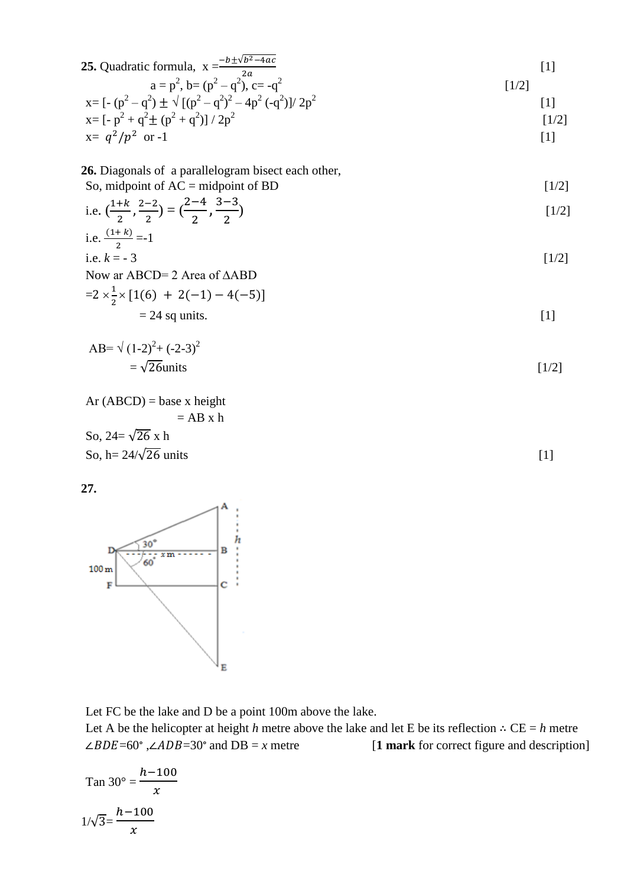**25.** Quadratic formula, $x = \frac{-b \pm \sqrt{b^2-4ac}}{2a}$ [1]

$a = p^2$, $b = (p^2 - q^2)$, $c = -q^2$ [1/2]

$x = [-(p^2 - q^2) \pm \sqrt{[(p^2 - q^2)^2 - 4p^2(-q^2)]}/ 2p^2$ [1]

$x = [-p^2 + q^2 \pm (p^2 + q^2)] / 2p^2$ [1/2]

$x = q^2/p^2$ or $-1$ [1]

**26.** Diagonals of a parallelogram bisect each other,

So, midpoint of AC = midpoint of BD [1/2]

i.e. $\left(\frac{1+k}{2}, \frac{2-2}{2}\right) = \left(\frac{2-4}{2}, \frac{3-3}{2}\right)$ [1/2]

i.e. $\frac{(1+k)}{2} = -1$

i.e. $k = -3$ [1/2]

Now ar ABCD= 2 Area of $\Delta$ABD

$= 2 \times \frac{1}{2} \times [1(6) + 2(-1) - 4(-5)]$

$= 24$ sq units. [1]

$AB = \sqrt{(1-2)^2 + (-2-3)^2}$

$= \sqrt{26}$ units [1/2]

Ar (ABCD) = base x height

= AB x h

So, $24 = \sqrt{26} \times h$

So, $h = 24/\sqrt{26}$ units [1]

**27.**

Let FC be the lake and D be a point 100m above the lake.

Let A be the helicopter at height $h$ metre above the lake and let E be its reflection ∴ CE = $h$ metre

$\angle BDE = 60°$, $\angle ADB = 30°$ and DB = $x$ metre [**1 mark** for correct figure and description]

$\tan 30° = \frac{h-100}{x}$

$1/\sqrt{3} = \frac{h-100}{x}$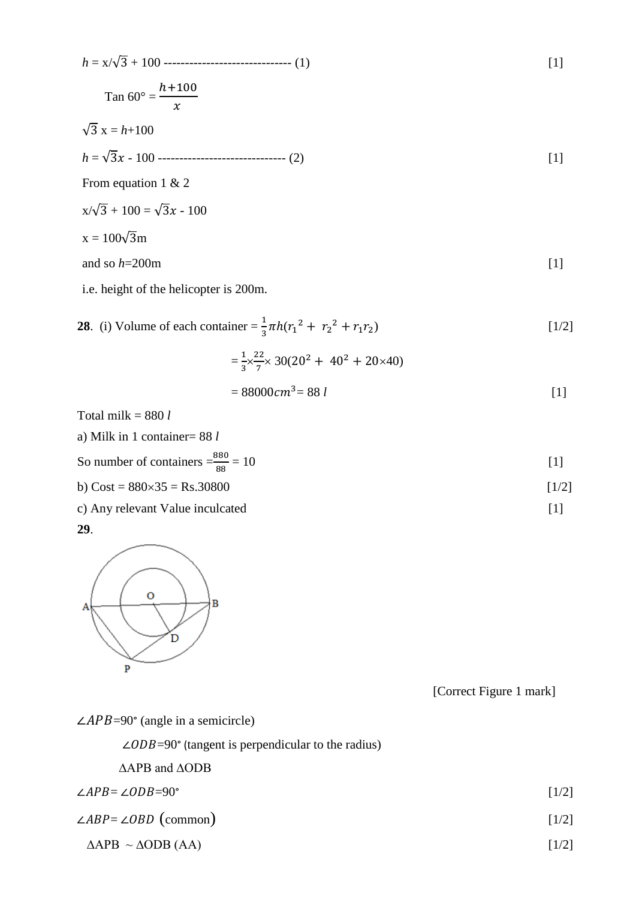$h = x/\sqrt{3} + 100$ ------------------------------ (1) [1]

$\text{Tan } 60° = \dfrac{h+100}{x}$

$\sqrt{3}\,x = h+100$

$h = \sqrt{3}x - 100$ ------------------------------ (2) [1]

From equation 1 & 2

$x/\sqrt{3} + 100 = \sqrt{3}x - 100$

$x = 100\sqrt{3}$m

and so $h$=200m [1]

i.e. height of the helicopter is 200m.

**28**. (i) Volume of each container $= \frac{1}{3}\pi h({r_1}^2 + {r_2}^2 + r_1 r_2)$ [1/2]

$= \frac{1}{3} \times \frac{22}{7} \times 30(20^2 + 40^2 + 20\times40)$

$= 88000 cm^3 = 88\ l$ [1]

Total milk = 880 $l$

a) Milk in 1 container= 88 $l$

So number of containers $= \frac{880}{88} = 10$ [1]

b) Cost = 880×35 = Rs.30800 [1/2]

c) Any relevant Value inculcated [1]

**29**.

[Correct Figure 1 mark]

$\angle APB$=90° (angle in a semicircle)

$\angle ODB$=90° (tangent is perpendicular to the radius)

ΔAPB and ΔODB

$\angle APB = \angle ODB$=90° [1/2]

$\angle ABP = \angle OBD$ (common) [1/2]

ΔAPB ~ ΔODB (AA) [1/2]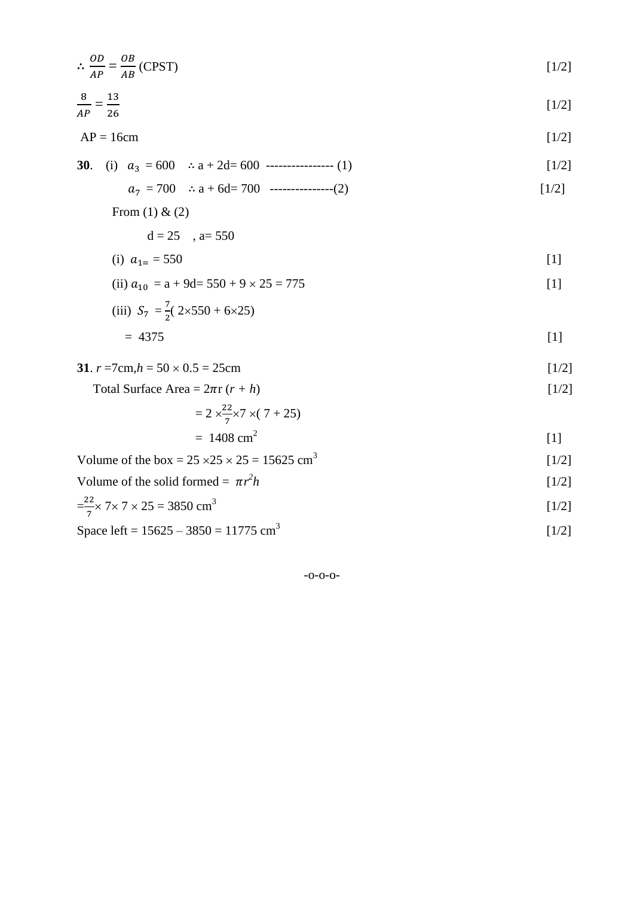$\therefore \frac{OD}{AP} = \frac{OB}{AB}$ (CPST) [1/2]

$\frac{8}{AP} = \frac{13}{26}$ [1/2]

AP = 16cm [1/2]

**30**. (i) $a_3 = 600 \quad \therefore a + 2d = 600$ ---------------- (1) [1/2]

$a_7 = 700 \quad \therefore a + 6d = 700$ ---------------(2) [1/2]

From (1) & (2)

d = 25 , a= 550

(i) $a_{1=} = 550$ [1]

(ii) $a_{10} = a + 9d = 550 + 9 \times 25 = 775$ [1]

(iii) $S_7 = \frac{7}{2}(2\times550 + 6\times25)$

$= 4375$ [1]

**31**. $r = 7$cm, $h = 50 \times 0.5 = 25$cm [1/2]

Total Surface Area = $2\pi r\,(r + h)$ [1/2]

$= 2 \times \frac{22}{7} \times 7 \times (7 + 25)$

$= 1408$ cm$^2$ [1]

Volume of the box = $25 \times 25 \times 25 = 15625$ cm$^3$ [1/2]

Volume of the solid formed = $\pi r^2 h$ [1/2]

$= \frac{22}{7} \times 7 \times 7 \times 25 = 3850$ cm$^3$ [1/2]

Space left = $15625 - 3850 = 11775$ cm$^3$ [1/2]

-o-o-o-